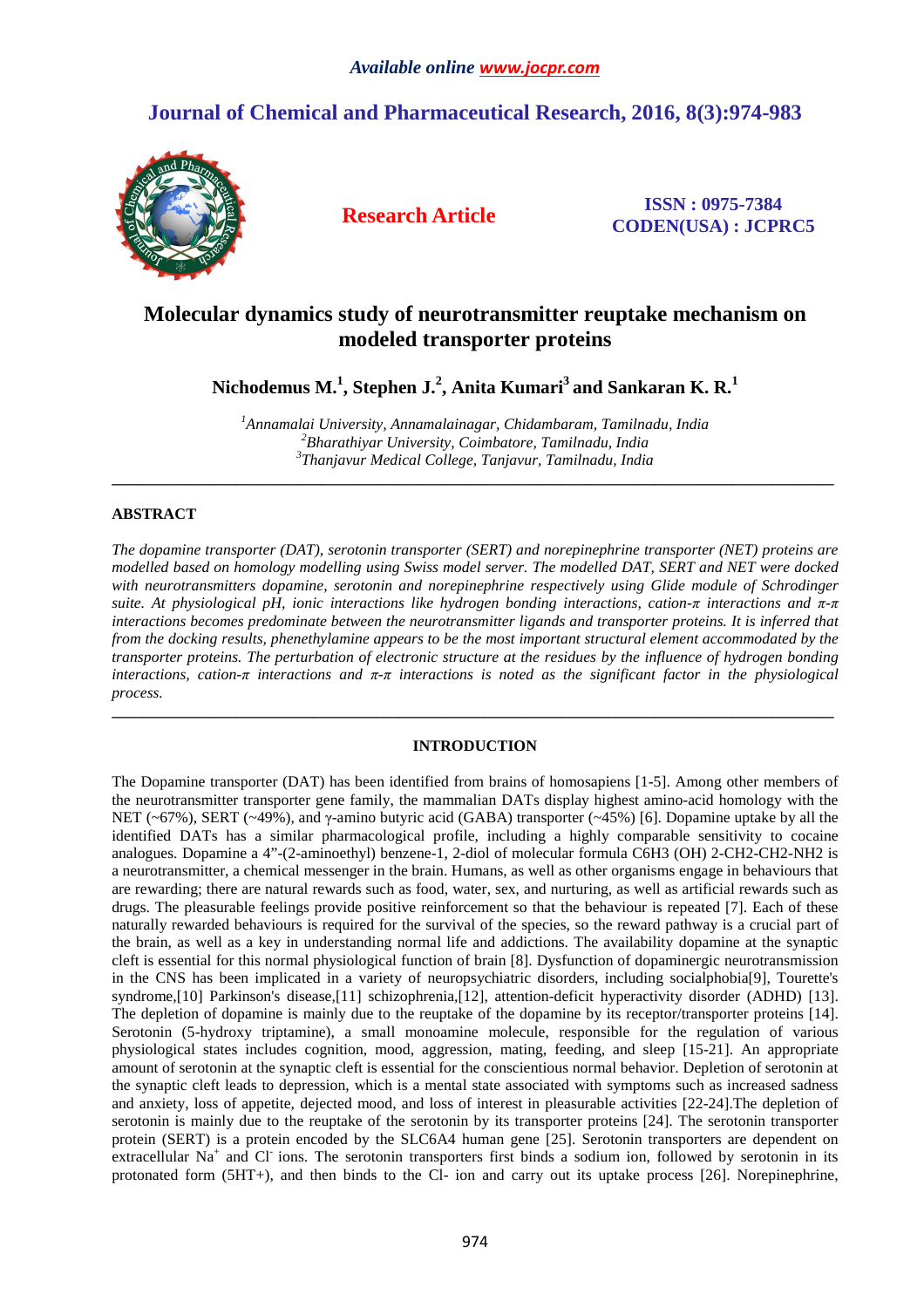# Molecular dynamics study of neurotransmitter reuptake mechanism on modeled transporter proteins

**Nichodemus M.[1], Stephen J.[2], Anita Kumari[3] and Sankaran K. R.[1]**

*[1]Annamalai University, Annamalainagar, Chidambaram, Tamilnadu, India*
*[2]Bharathiyar University, Coimbatore, Tamilnadu, India*
*[3]Thanjavur Medical College, Tanjavur, Tamilnadu, India*

---

## ABSTRACT

*The dopamine transporter (DAT), serotonin transporter (SERT) and norepinephrine transporter (NET) proteins are modelled based on homology modelling using Swiss model server. The modelled DAT, SERT and NET were docked with neurotransmitters dopamine, serotonin and norepinephrine respectively using Glide module of Schrodinger suite. At physiological pH, ionic interactions like hydrogen bonding interactions, cation-π interactions and π-π interactions becomes predominate between the neurotransmitter ligands and transporter proteins. It is inferred that from the docking results, phenethylamine appears to be the most important structural element accommodated by the transporter proteins. The perturbation of electronic structure at the residues by the influence of hydrogen bonding interactions, cation-π interactions and π-π interactions is noted as the significant factor in the physiological process.*

---

## INTRODUCTION

The Dopamine transporter (DAT) has been identified from brains of homosapiens [1-5]. Among other members of the neurotransmitter transporter gene family, the mammalian DATs display highest amino-acid homology with the NET (~67%), SERT (~49%), and γ-amino butyric acid (GABA) transporter (~45%) [6]. Dopamine uptake by all the identified DATs has a similar pharmacological profile, including a highly comparable sensitivity to cocaine analogues. Dopamine a 4”-(2-aminoethyl) benzene-1, 2-diol of molecular formula C6H3 (OH) 2-CH2-CH2-NH2 is a neurotransmitter, a chemical messenger in the brain. Humans, as well as other organisms engage in behaviours that are rewarding; there are natural rewards such as food, water, sex, and nurturing, as well as artificial rewards such as drugs. The pleasurable feelings provide positive reinforcement so that the behaviour is repeated [7]. Each of these naturally rewarded behaviours is required for the survival of the species, so the reward pathway is a crucial part of the brain, as well as a key in understanding normal life and addictions. The availability dopamine at the synaptic cleft is essential for this normal physiological function of brain [8]. Dysfunction of dopaminergic neurotransmission in the CNS has been implicated in a variety of neuropsychiatric disorders, including socialphobia[9], Tourette's syndrome,[10] Parkinson's disease,[11] schizophrenia,[12], attention-deficit hyperactivity disorder (ADHD) [13]. The depletion of dopamine is mainly due to the reuptake of the dopamine by its receptor/transporter proteins [14]. Serotonin (5-hydroxy triptamine), a small monoamine molecule, responsible for the regulation of various physiological states includes cognition, mood, aggression, mating, feeding, and sleep [15-21]. An appropriate amount of serotonin at the synaptic cleft is essential for the conscientious normal behavior. Depletion of serotonin at the synaptic cleft leads to depression, which is a mental state associated with symptoms such as increased sadness and anxiety, loss of appetite, dejected mood, and loss of interest in pleasurable activities [22-24].The depletion of serotonin is mainly due to the reuptake of the serotonin by its transporter proteins [24]. The serotonin transporter protein (SERT) is a protein encoded by the SLC6A4 human gene [25]. Serotonin transporters are dependent on extracellular $Na^+$ and $Cl^-$ ions. The serotonin transporters first binds a sodium ion, followed by serotonin in its protonated form (5HT+), and then binds to the Cl- ion and carry out its uptake process [26]. Norepinephrine,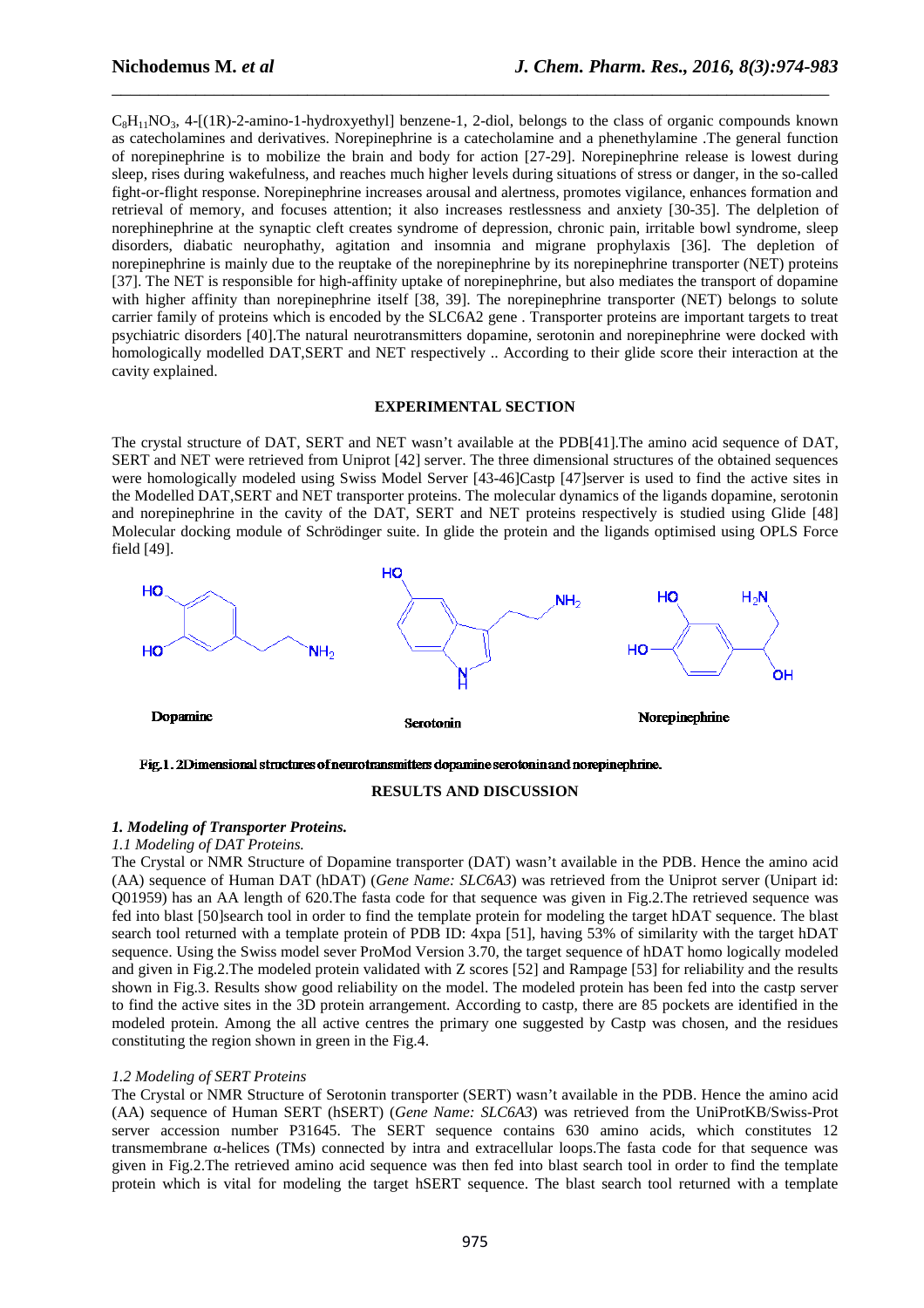$C_8H_{11}NO_3$, 4-[(1R)-2-amino-1-hydroxyethyl] benzene-1, 2-diol, belongs to the class of organic compounds known as catecholamines and derivatives. Norepinephrine is a catecholamine and a phenethylamine .The general function of norepinephrine is to mobilize the brain and body for action [27-29]. Norepinephrine release is lowest during sleep, rises during wakefulness, and reaches much higher levels during situations of stress or danger, in the so-called fight-or-flight response. Norepinephrine increases arousal and alertness, promotes vigilance, enhances formation and retrieval of memory, and focuses attention; it also increases restlessness and anxiety [30-35]. The delpletion of norephinephrine at the synaptic cleft creates syndrome of depression, chronic pain, irritable bowl syndrome, sleep disorders, diabatic neurophathy, agitation and insomnia and migrane prophylaxis [36]. The depletion of norepinephrine is mainly due to the reuptake of the norepinephrine by its norepinephrine transporter (NET) proteins [37]. The NET is responsible for high-affinity uptake of norepinephrine, but also mediates the transport of dopamine with higher affinity than norepinephrine itself [38, 39]. The norepinephrine transporter (NET) belongs to solute carrier family of proteins which is encoded by the SLC6A2 gene . Transporter proteins are important targets to treat psychiatric disorders [40].The natural neurotransmitters dopamine, serotonin and norepinephrine were docked with homologically modelled DAT,SERT and NET respectively .. According to their glide score their interaction at the cavity explained.

## EXPERIMENTAL SECTION

The crystal structure of DAT, SERT and NET wasn't available at the PDB[41].The amino acid sequence of DAT, SERT and NET were retrieved from Uniprot [42] server. The three dimensional structures of the obtained sequences were homologically modeled using Swiss Model Server [43-46]Castp [47]server is used to find the active sites in the Modelled DAT,SERT and NET transporter proteins. The molecular dynamics of the ligands dopamine, serotonin and norepinephrine in the cavity of the DAT, SERT and NET proteins respectively is studied using Glide [48] Molecular docking module of Schrödinger suite. In glide the protein and the ligands optimised using OPLS Force field [49].

Dopamine Serotonin Norepinephrine

Fig.1. 2Dimensional structures of neurotransmitters dopamine serotonin and norepinephrine.

## RESULTS AND DISCUSSION

### *1. Modeling of Transporter Proteins.*

*1.1 Modeling of DAT Proteins.*

The Crystal or NMR Structure of Dopamine transporter (DAT) wasn't available in the PDB. Hence the amino acid (AA) sequence of Human DAT (hDAT) (*Gene Name: SLC6A3*) was retrieved from the Uniprot server (Unipart id: Q01959) has an AA length of 620.The fasta code for that sequence was given in Fig.2.The retrieved sequence was fed into blast [50]search tool in order to find the template protein for modeling the target hDAT sequence. The blast search tool returned with a template protein of PDB ID: 4xpa [51], having 53% of similarity with the target hDAT sequence. Using the Swiss model sever ProMod Version 3.70, the target sequence of hDAT homo logically modeled and given in Fig.2.The modeled protein validated with Z scores [52] and Rampage [53] for reliability and the results shown in Fig.3. Results show good reliability on the model. The modeled protein has been fed into the castp server to find the active sites in the 3D protein arrangement. According to castp, there are 85 pockets are identified in the modeled protein. Among the all active centres the primary one suggested by Castp was chosen, and the residues constituting the region shown in green in the Fig.4.

*1.2 Modeling of SERT Proteins*

The Crystal or NMR Structure of Serotonin transporter (SERT) wasn't available in the PDB. Hence the amino acid (AA) sequence of Human SERT (hSERT) (*Gene Name: SLC6A3*) was retrieved from the UniProtKB/Swiss-Prot server accession number P31645. The SERT sequence contains 630 amino acids, which constitutes 12 transmembrane α-helices (TMs) connected by intra and extracellular loops.The fasta code for that sequence was given in Fig.2.The retrieved amino acid sequence was then fed into blast search tool in order to find the template protein which is vital for modeling the target hSERT sequence. The blast search tool returned with a template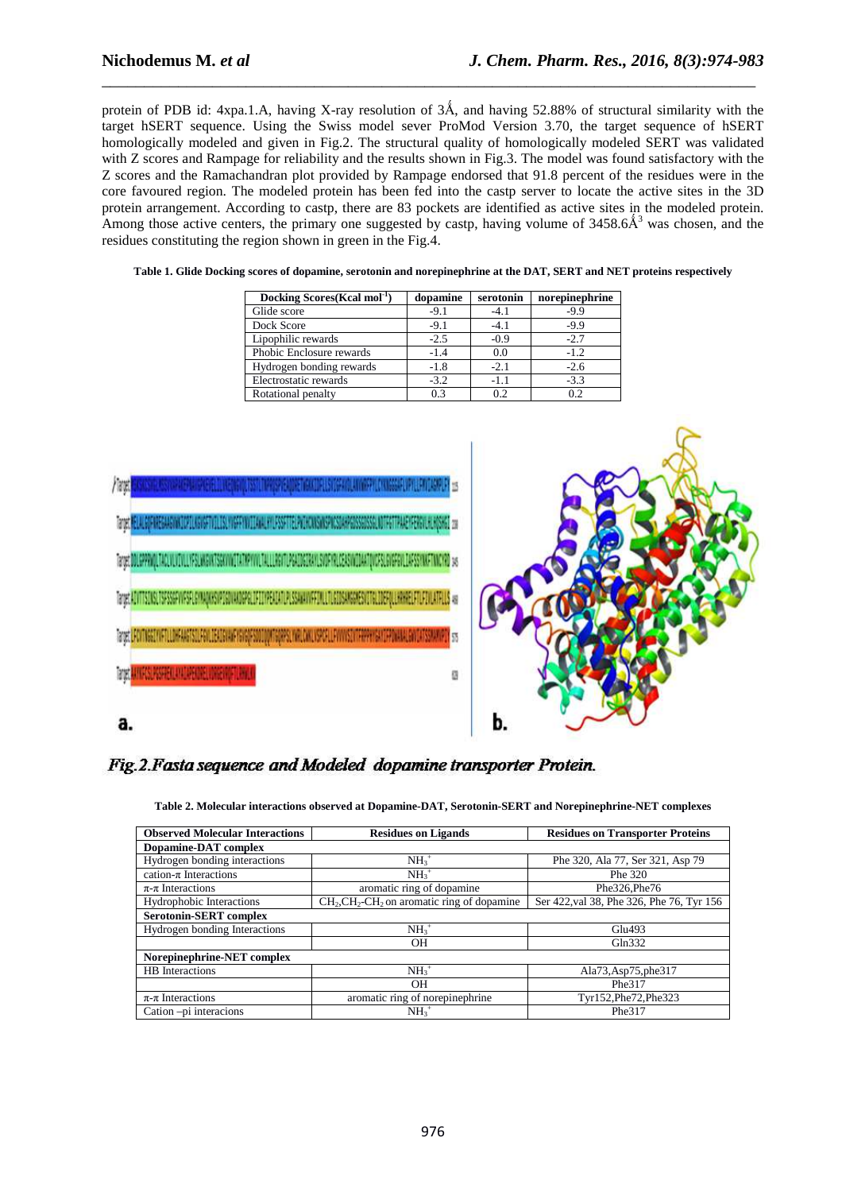protein of PDB id: 4xpa.1.A, having X-ray resolution of 3Ǻ, and having 52.88% of structural similarity with the target hSERT sequence. Using the Swiss model sever ProMod Version 3.70, the target sequence of hSERT homologically modeled and given in Fig.2. The structural quality of homologically modeled SERT was validated with Z scores and Rampage for reliability and the results shown in Fig.3. The model was found satisfactory with the Z scores and the Ramachandran plot provided by Rampage endorsed that 91.8 percent of the residues were in the core favoured region. The modeled protein has been fed into the castp server to locate the active sites in the 3D protein arrangement. According to castp, there are 83 pockets are identified as active sites in the modeled protein. Among those active centers, the primary one suggested by castp, having volume of 3458.6Ǻ$^3$ was chosen, and the residues constituting the region shown in green in the Fig.4.

**Table 1. Glide Docking scores of dopamine, serotonin and norepinephrine at the DAT, SERT and NET proteins respectively**

| Docking Scores(Kcal mol$^{-1}$) | dopamine | serotonin | norepinephrine |
|---|---|---|---|
| Glide score | -9.1 | -4.1 | -9.9 |
| Dock Score | -9.1 | -4.1 | -9.9 |
| Lipophilic rewards | -2.5 | -0.9 | -2.7 |
| Phobic Enclosure rewards | -1.4 | 0.0 | -1.2 |
| Hydrogen bonding rewards | -1.8 | -2.1 | -2.6 |
| Electrostatic rewards | -3.2 | -1.1 | -3.3 |
| Rotational penalty | 0.3 | 0.2 | 0.2 |

*Fig.2.Fasta sequence and Modeled dopamine transporter Protein.*

**Table 2. Molecular interactions observed at Dopamine-DAT, Serotonin-SERT and Norepinephrine-NET complexes**

| Observed Molecular Interactions | Residues on Ligands | Residues on Transporter Proteins |
|---|---|---|
| **Dopamine-DAT complex** | | |
| Hydrogen bonding interactions | $NH_3^+$ | Phe 320, Ala 77, Ser 321, Asp 79 |
| cation-π Interactions | $NH_3^+$ | Phe 320 |
| π-π Interactions | aromatic ring of dopamine | Phe326,Phe76 |
| Hydrophobic Interactions | $CH_2$,$CH_2$-$CH_2$ on aromatic ring of dopamine | Ser 422,val 38, Phe 326, Phe 76, Tyr 156 |
| **Serotonin-SERT complex** | | |
| Hydrogen bonding Interactions | $NH_3^+$ | Glu493 |
| | OH | Gln332 |
| **Norepinephrine-NET complex** | | |
| HB Interactions | $NH_3^+$ | Ala73,Asp75,phe317 |
| | OH | Phe317 |
| π-π Interactions | aromatic ring of norepinephrine | Tyr152,Phe72,Phe323 |
| Cation –pi interacions | $NH_3^+$ | Phe317 |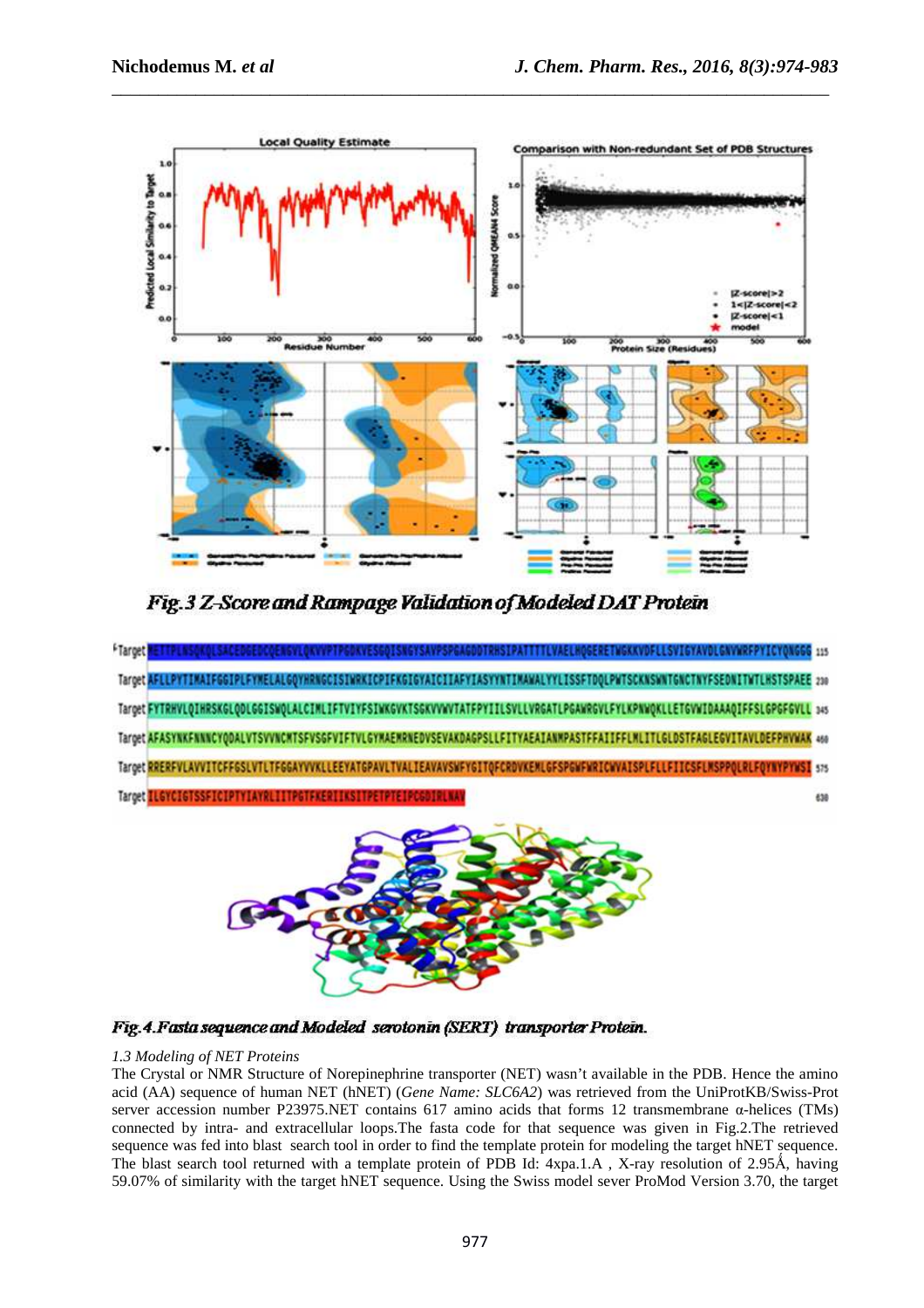Fig. 3 Z-Score and Rampage Validation of Modeled DAT Protein

Fig. 4. Fasta sequence and Modeled serotonin (SERT) transporter Protein.

*1.3 Modeling of NET Proteins*

The Crystal or NMR Structure of Norepinephrine transporter (NET) wasn't available in the PDB. Hence the amino acid (AA) sequence of human NET (hNET) (*Gene Name: SLC6A2*) was retrieved from the UniProtKB/Swiss-Prot server accession number P23975.NET contains 617 amino acids that forms 12 transmembrane α-helices (TMs) connected by intra- and extracellular loops.The fasta code for that sequence was given in Fig.2.The retrieved sequence was fed into blast search tool in order to find the template protein for modeling the target hNET sequence. The blast search tool returned with a template protein of PDB Id: 4xpa.1.A , X-ray resolution of 2.95Å, having 59.07% of similarity with the target hNET sequence. Using the Swiss model sever ProMod Version 3.70, the target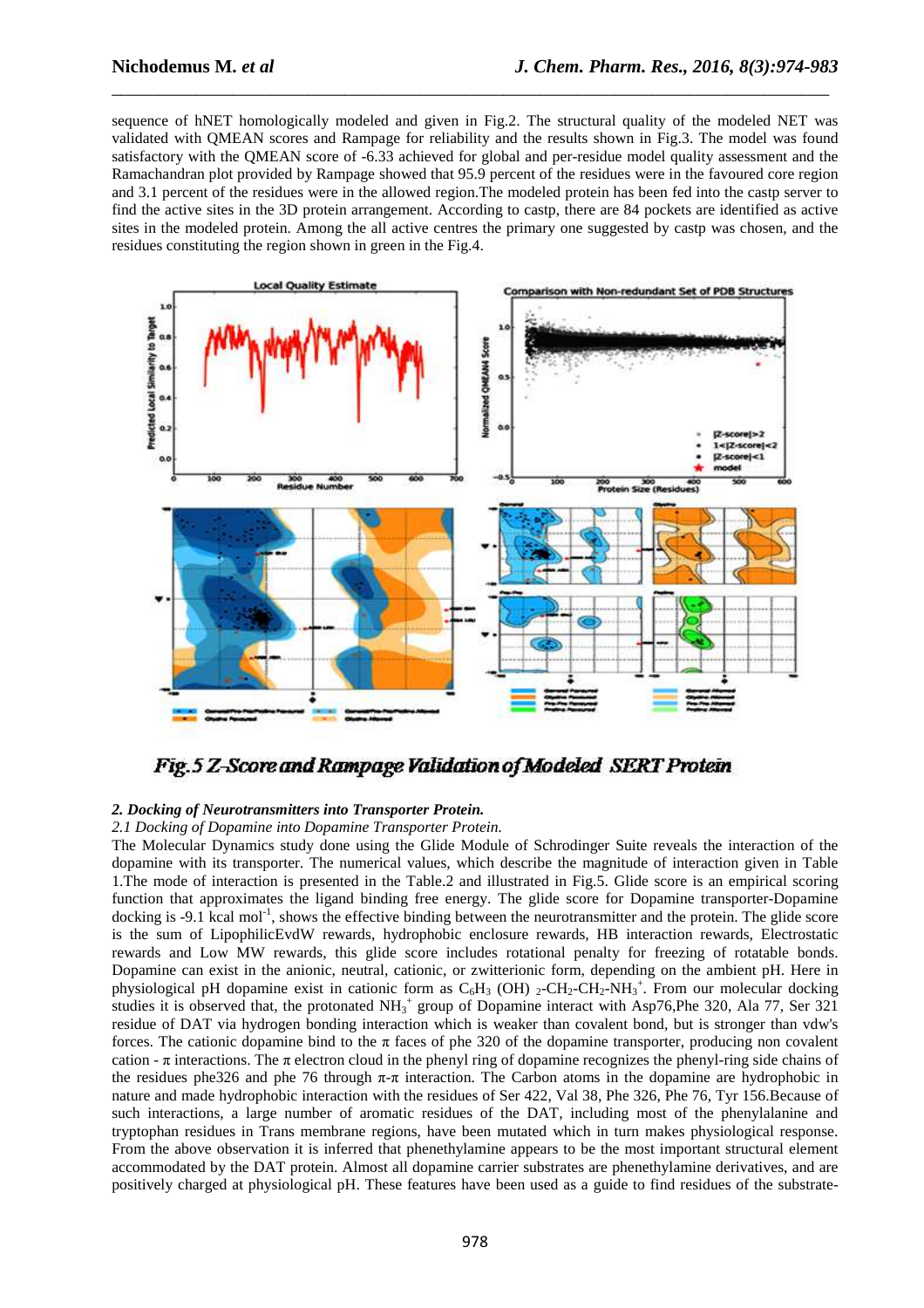sequence of hNET homologically modeled and given in Fig.2. The structural quality of the modeled NET was validated with QMEAN scores and Rampage for reliability and the results shown in Fig.3. The model was found satisfactory with the QMEAN score of -6.33 achieved for global and per-residue model quality assessment and the Ramachandran plot provided by Rampage showed that 95.9 percent of the residues were in the favoured core region and 3.1 percent of the residues were in the allowed region.The modeled protein has been fed into the castp server to find the active sites in the 3D protein arrangement. According to castp, there are 84 pockets are identified as active sites in the modeled protein. Among the all active centres the primary one suggested by castp was chosen, and the residues constituting the region shown in green in the Fig.4.

***Fig.5 Z-Score and Rampage Validation of Modeled SERT Protein***

***2. Docking of Neurotransmitters into Transporter Protein.***

*2.1 Docking of Dopamine into Dopamine Transporter Protein.*

The Molecular Dynamics study done using the Glide Module of Schrodinger Suite reveals the interaction of the dopamine with its transporter. The numerical values, which describe the magnitude of interaction given in Table 1.The mode of interaction is presented in the Table.2 and illustrated in Fig.5. Glide score is an empirical scoring function that approximates the ligand binding free energy. The glide score for Dopamine transporter-Dopamine docking is -9.1 kcal $mol^{-1}$, shows the effective binding between the neurotransmitter and the protein. The glide score is the sum of LipophilicEvdW rewards, hydrophobic enclosure rewards, HB interaction rewards, Electrostatic rewards and Low MW rewards, this glide score includes rotational penalty for freezing of rotatable bonds. Dopamine can exist in the anionic, neutral, cationic, or zwitterionic form, depending on the ambient pH. Here in physiological pH dopamine exist in cationic form as $C_6H_3$ (OH) $_2$-$CH_2$-$CH_2$-$NH_3^+$. From our molecular docking studies it is observed that, the protonated $NH_3^+$ group of Dopamine interact with Asp76,Phe 320, Ala 77, Ser 321 residue of DAT via hydrogen bonding interaction which is weaker than covalent bond, but is stronger than vdw's forces. The cationic dopamine bind to the π faces of phe 320 of the dopamine transporter, producing non covalent cation - π interactions. The π electron cloud in the phenyl ring of dopamine recognizes the phenyl-ring side chains of the residues phe326 and phe 76 through π-π interaction. The Carbon atoms in the dopamine are hydrophobic in nature and made hydrophobic interaction with the residues of Ser 422, Val 38, Phe 326, Phe 76, Tyr 156.Because of such interactions, a large number of aromatic residues of the DAT, including most of the phenylalanine and tryptophan residues in Trans membrane regions, have been mutated which in turn makes physiological response. From the above observation it is inferred that phenethylamine appears to be the most important structural element accommodated by the DAT protein. Almost all dopamine carrier substrates are phenethylamine derivatives, and are positively charged at physiological pH. These features have been used as a guide to find residues of the substrate-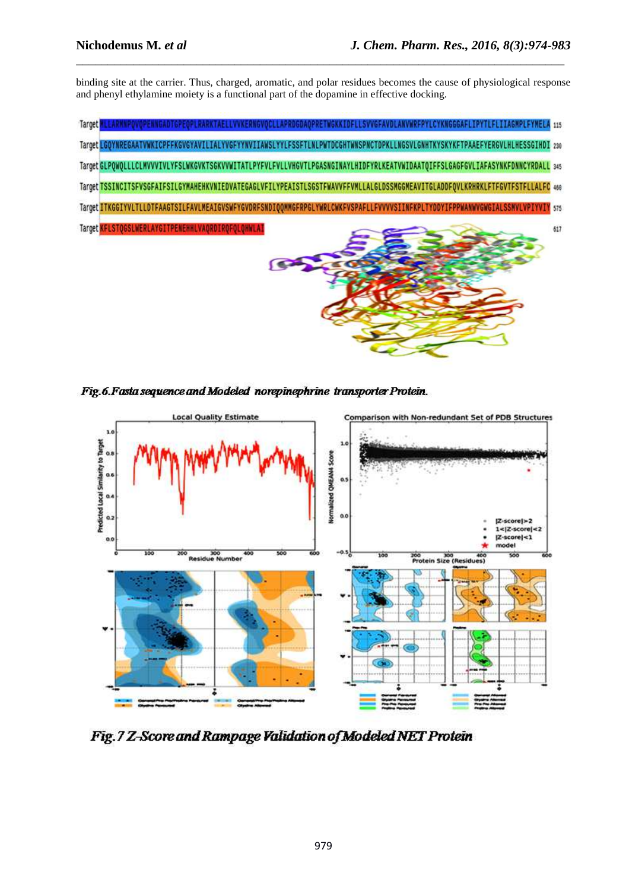binding site at the carrier. Thus, charged, aromatic, and polar residues becomes the cause of physiological response and phenyl ethylamine moiety is a functional part of the dopamine in effective docking.

*Fig.6.Fasta sequence and Modeled norepinephrine transporter Protein.*

*Fig.7 Z-Score and Rampage Validation of Modeled NET Protein*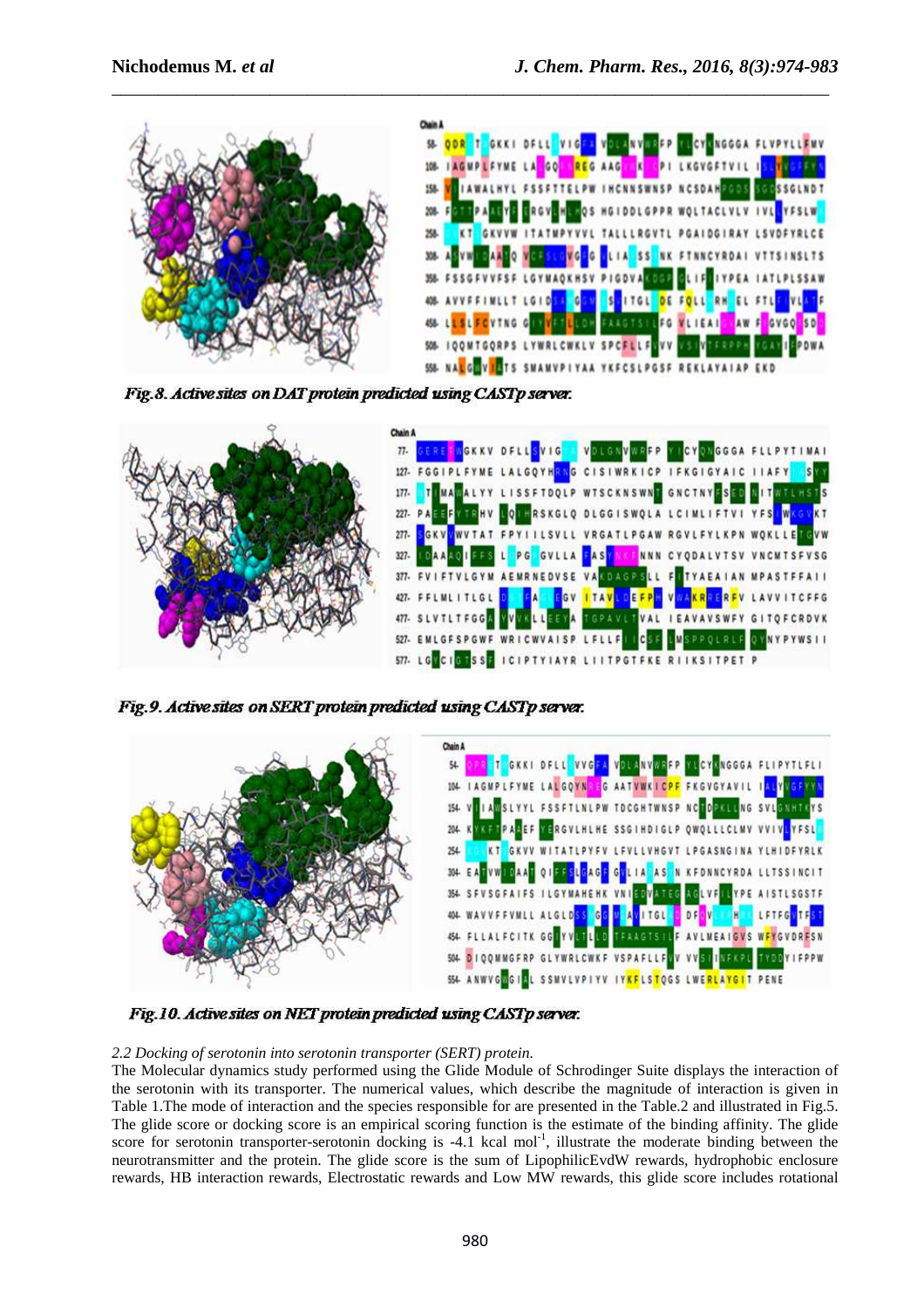Fig.8. Active sites on DAT protein predicted using CASTp server.

Fig.9. Active sites on SERT protein predicted using CASTp server.

Fig.10. Active sites on NET protein predicted using CASTp server.

*2.2 Docking of serotonin into serotonin transporter (SERT) protein.*

The Molecular dynamics study performed using the Glide Module of Schrodinger Suite displays the interaction of the serotonin with its transporter. The numerical values, which describe the magnitude of interaction is given in Table 1.The mode of interaction and the species responsible for are presented in the Table.2 and illustrated in Fig.5. The glide score or docking score is an empirical scoring function is the estimate of the binding affinity. The glide score for serotonin transporter-serotonin docking is -4.1 kcal $mol^{-1}$, illustrate the moderate binding between the neurotransmitter and the protein. The glide score is the sum of LipophilicEvdW rewards, hydrophobic enclosure rewards, HB interaction rewards, Electrostatic rewards and Low MW rewards, this glide score includes rotational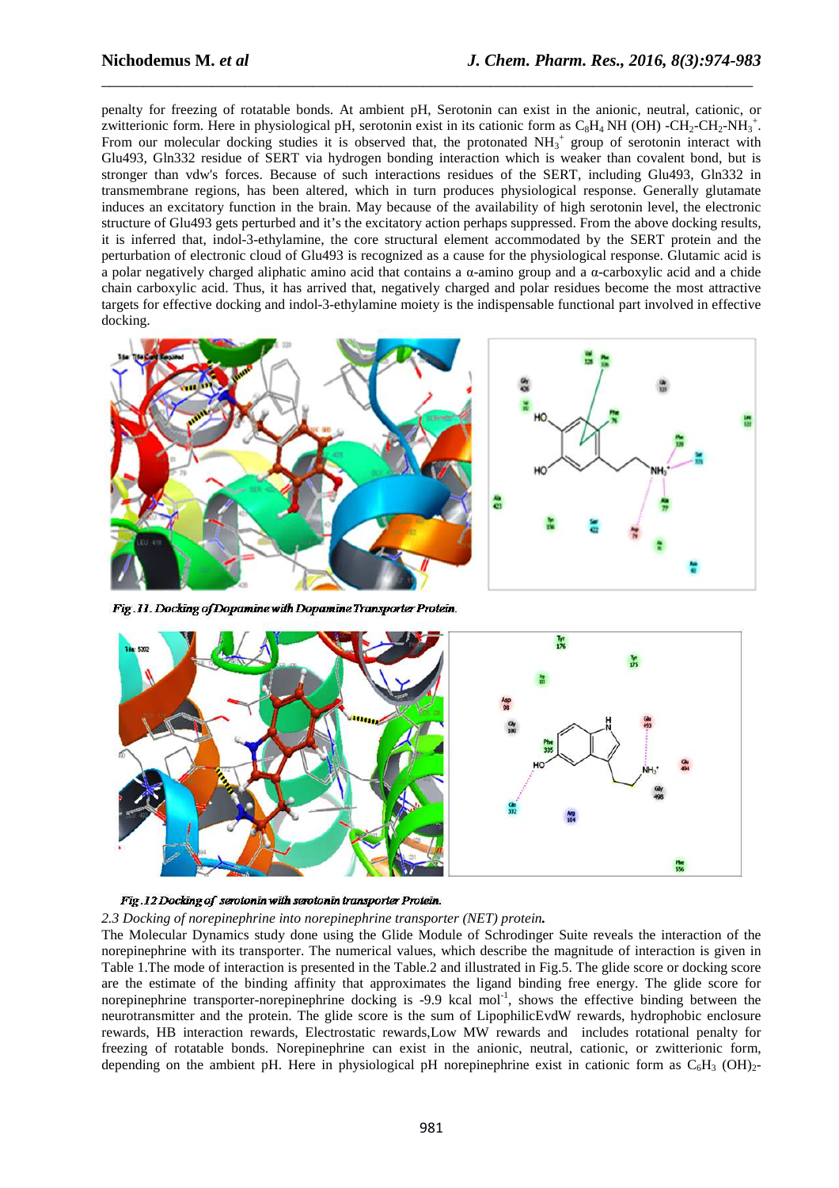penalty for freezing of rotatable bonds. At ambient pH, Serotonin can exist in the anionic, neutral, cationic, or zwitterionic form. Here in physiological pH, serotonin exist in its cationic form as $C_8H_4$ NH (OH) -$CH_2$-$CH_2$-$NH_3^+$. From our molecular docking studies it is observed that, the protonated $NH_3^+$ group of serotonin interact with Glu493, Gln332 residue of SERT via hydrogen bonding interaction which is weaker than covalent bond, but is stronger than vdw's forces. Because of such interactions residues of the SERT, including Glu493, Gln332 in transmembrane regions, has been altered, which in turn produces physiological response. Generally glutamate induces an excitatory function in the brain. May because of the availability of high serotonin level, the electronic structure of Glu493 gets perturbed and it's the excitatory action perhaps suppressed. From the above docking results, it is inferred that, indol-3-ethylamine, the core structural element accommodated by the SERT protein and the perturbation of electronic cloud of Glu493 is recognized as a cause for the physiological response. Glutamic acid is a polar negatively charged aliphatic amino acid that contains a α-amino group and a α-carboxylic acid and a chide chain carboxylic acid. Thus, it has arrived that, negatively charged and polar residues become the most attractive targets for effective docking and indol-3-ethylamine moiety is the indispensable functional part involved in effective docking.

*Fig.11. Docking of Dopamine with Dopamine Transporter Protein.*

*Fig.12 Docking of serotonin with serotonin transporter Protein.*

*2.3 Docking of norepinephrine into norepinephrine transporter (NET) protein.*

The Molecular Dynamics study done using the Glide Module of Schrodinger Suite reveals the interaction of the norepinephrine with its transporter. The numerical values, which describe the magnitude of interaction is given in Table 1.The mode of interaction is presented in the Table.2 and illustrated in Fig.5. The glide score or docking score are the estimate of the binding affinity that approximates the ligand binding free energy. The glide score for norepinephrine transporter-norepinephrine docking is -9.9 kcal $mol^{-1}$, shows the effective binding between the neurotransmitter and the protein. The glide score is the sum of LipophilicEvdW rewards, hydrophobic enclosure rewards, HB interaction rewards, Electrostatic rewards,Low MW rewards and includes rotational penalty for freezing of rotatable bonds. Norepinephrine can exist in the anionic, neutral, cationic, or zwitterionic form, depending on the ambient pH. Here in physiological pH norepinephrine exist in cationic form as $C_6H_3$ $(OH)_2$-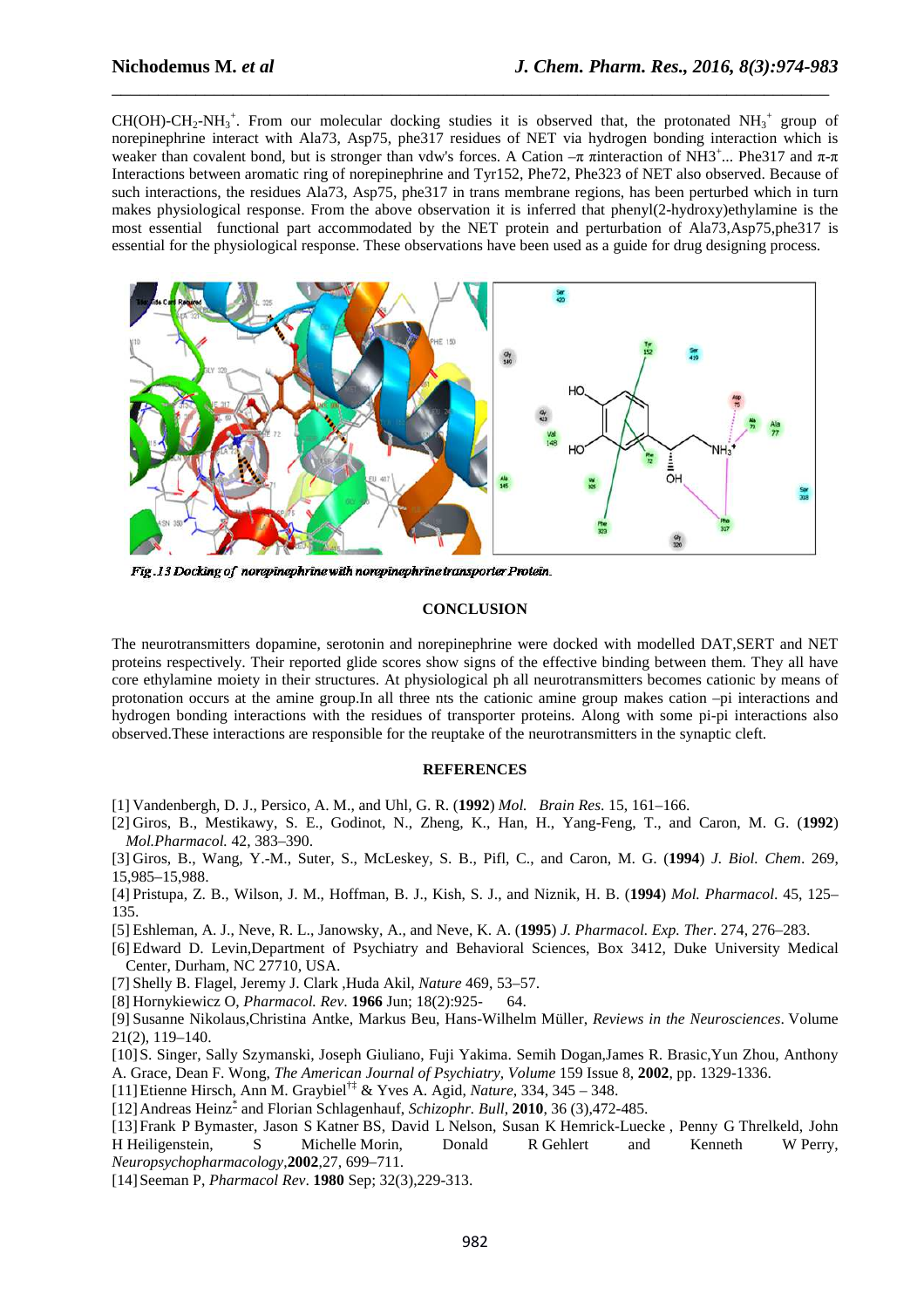$CH(OH)$-$CH_2$-$NH_3^+$. From our molecular docking studies it is observed that, the protonated $NH_3^+$ group of norepinephrine interact with Ala73, Asp75, phe317 residues of NET via hydrogen bonding interaction which is weaker than covalent bond, but is stronger than vdw's forces. A Cation –π πinteraction of $NH3^+$... Phe317 and π-π Interactions between aromatic ring of norepinephrine and Tyr152, Phe72, Phe323 of NET also observed. Because of such interactions, the residues Ala73, Asp75, phe317 in trans membrane regions, has been perturbed which in turn makes physiological response. From the above observation it is inferred that phenyl(2-hydroxy)ethylamine is the most essential functional part accommodated by the NET protein and perturbation of Ala73,Asp75,phe317 is essential for the physiological response. These observations have been used as a guide for drug designing process.

*Fig.13 Docking of norepinephrine with norepinephrine transporter Protein.*

## CONCLUSION

The neurotransmitters dopamine, serotonin and norepinephrine were docked with modelled DAT,SERT and NET proteins respectively. Their reported glide scores show signs of the effective binding between them. They all have core ethylamine moiety in their structures. At physiological ph all neurotransmitters becomes cationic by means of protonation occurs at the amine group.In all three nts the cationic amine group makes cation –pi interactions and hydrogen bonding interactions with the residues of transporter proteins. Along with some pi-pi interactions also observed.These interactions are responsible for the reuptake of the neurotransmitters in the synaptic cleft.

## REFERENCES

[1] Vandenbergh, D. J., Persico, A. M., and Uhl, G. R. (**1992**) *Mol. Brain Res*. 15, 161–166.

[2] Giros, B., Mestikawy, S. E., Godinot, N., Zheng, K., Han, H., Yang-Feng, T., and Caron, M. G. (**1992**) *Mol.Pharmacol.* 42, 383–390.

[3] Giros, B., Wang, Y.-M., Suter, S., McLeskey, S. B., Pifl, C., and Caron, M. G. (**1994**) *J. Biol. Chem*. 269, 15,985–15,988.

[4] Pristupa, Z. B., Wilson, J. M., Hoffman, B. J., Kish, S. J., and Niznik, H. B. (**1994**) *Mol. Pharmacol.* 45, 125–135.

[5] Eshleman, A. J., Neve, R. L., Janowsky, A., and Neve, K. A. (**1995**) *J. Pharmacol. Exp. Ther*. 274, 276–283.

[6] Edward D. Levin,Department of Psychiatry and Behavioral Sciences, Box 3412, Duke University Medical Center, Durham, NC 27710, USA.

[7] Shelly B. Flagel, Jeremy J. Clark ,Huda Akil, *Nature* 469, 53–57.

[8] Hornykiewicz O, *Pharmacol. Rev*. **1966** Jun; 18(2):925- 64.

[9] Susanne Nikolaus,Christina Antke, Markus Beu, Hans-Wilhelm Müller, *Reviews in the Neurosciences*. Volume 21(2), 119–140.

[10] S. Singer, Sally Szymanski, Joseph Giuliano, Fuji Yakima. Semih Dogan,James R. Brasic,Yun Zhou, Anthony A. Grace, Dean F. Wong, *The American Journal of Psychiatry, Volume* 159 Issue 8, **2002**, pp. 1329-1336.

[11] Etienne Hirsch, Ann M. Graybiel[†‡] & Yves A. Agid, *Nature*, 334, 345 – 348.

[12] Andreas Heinz[*] and Florian Schlagenhauf, *Schizophr. Bull*, **2010**, 36 (3),472-485.

[13] Frank P Bymaster, Jason S Katner BS, David L Nelson, Susan K Hemrick-Luecke , Penny G Threlkeld, John H Heiligenstein, S Michelle Morin, Donald R Gehlert and Kenneth W Perry, *Neuropsychopharmacology*,**2002**,27, 699–711.

[14] Seeman P, *Pharmacol Rev*. **1980** Sep; 32(3),229-313.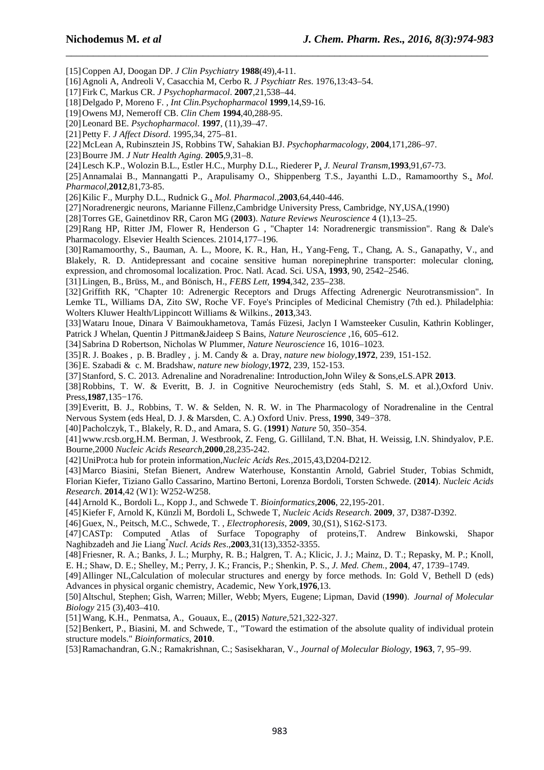[15] Coppen AJ, Doogan DP. *J Clin Psychiatry* **1988**(49),4-11.

[16] Agnoli A, Andreoli V, Casacchia M, Cerbo R. *J Psychiatr Res*. 1976,13:43–54.

[17] Firk C, Markus CR. *J Psychopharmacol*. **2007**,21,538–44.

[18] Delgado P, Moreno F. , *Int Clin.Psychopharmacol* **1999**,14,S9-16.

[19] Owens MJ, Nemeroff CB. *Clin Chem* **1994**,40,288-95.

[20] Leonard BE. *Psychopharmacol*. **1997**, (11),39–47.

[21] Petty F. *J Affect Disord*. 1995,34, 275–81.

[22] McLean A, Rubinsztein JS, Robbins TW, Sahakian BJ. *Psychopharmacology*, **2004**,171,286–97.

[23] Bourre JM. *J Nutr Health Aging*. **2005**,9,31–8.

[24] Lesch K.P., Wolozin B.L., Estler H.C., Murphy D.L., Riederer P, *J. Neural Transm*,**1993**,91,67-73.

[25] Annamalai B., Mannangatti P., Arapulisamy O., Shippenberg T.S., Jayanthi L.D., Ramamoorthy S., *Mol. Pharmacol*,**2012**,81,73-85.

[26] Kilic F., Murphy D.L., Rudnick G., *Mol. Pharmacol.*,**2003**,64,440-446.

[27] Noradrenergic neurons, Marianne Fillenz,Cambridge University Press, Cambridge, NY,USA,(1990)

[28] Torres GE, Gainetdinov RR, Caron MG (**2003**). *Nature Reviews Neuroscience* 4 (1),13–25.

[29] Rang HP, Ritter JM, Flower R, Henderson G , "Chapter 14: Noradrenergic transmission". Rang & Dale's Pharmacology. Elsevier Health Sciences. 21014,177–196.

[30] Ramamoorthy, S., Bauman, A. L., Moore, K. R., Han, H., Yang-Feng, T., Chang, A. S., Ganapathy, V., and Blakely, R. D. Antidepressant and cocaine sensitive human norepinephrine transporter: molecular cloning, expression, and chromosomal localization. Proc. Natl. Acad. Sci. USA, **1993**, 90, 2542–2546.

[31] Lingen, B., Brüss, M., and Bönisch, H., *FEBS Lett*, **1994**,342, 235–238.

[32] Griffith RK, "Chapter 10: Adrenergic Receptors and Drugs Affecting Adrenergic Neurotransmission". In Lemke TL, Williams DA, Zito SW, Roche VF. Foye's Principles of Medicinal Chemistry (7th ed.). Philadelphia: Wolters Kluwer Health/Lippincott Williams & Wilkins., **2013**,343.

[33] Wataru Inoue, Dinara V Baimoukhametova, Tamás Füzesi, Jaclyn I Wamsteeker Cusulin, Kathrin Koblinger, Patrick J Whelan, Quentin J Pittman&Jaideep S Bains, *Nature Neuroscience* ,16, 605–612.

[34] Sabrina D Robertson, Nicholas W Plummer, *Nature Neuroscience* 16, 1016–1023.

[35] R. J. Boakes , p. B. Bradley , j. M. Candy & a. Dray, *nature new biology*,**1972**, 239, 151-152.

[36] E. Szabadi & c. M. Bradshaw, *nature new biology*,**1972**, 239, 152-153.

[37] Stanford, S. C. 2013. Adrenaline and Noradrenaline: Introduction,John Wiley & Sons,eLS.APR **2013**.

[38] Robbins, T. W. & Everitt, B. J. in Cognitive Neurochemistry (eds Stahl, S. M. et al.),Oxford Univ. Press,**1987**,135−176.

[39] Everitt, B. J., Robbins, T. W. & Selden, N. R. W. in The Pharmacology of Noradrenaline in the Central Nervous System (eds Heal, D. J. & Marsden, C. A.) Oxford Univ. Press, **1990**, 349−378.

[40] Pacholczyk, T., Blakely, R. D., and Amara, S. G. (**1991**) *Nature* 50, 350–354.

[41] www.rcsb.org,H.M. Berman, J. Westbrook, Z. Feng, G. Gilliland, T.N. Bhat, H. Weissig, I.N. Shindyalov, P.E. Bourne,2000 *Nucleic Acids Research*,**2000**,28,235-242.

[42] UniProt:a hub for protein information,*Nucleic Acids Res.*,2015,43,D204-D212.

[43] Marco Biasini, Stefan Bienert, Andrew Waterhouse, Konstantin Arnold, Gabriel Studer, Tobias Schmidt, Florian Kiefer, Tiziano Gallo Cassarino, Martino Bertoni, Lorenza Bordoli, Torsten Schwede. (**2014**). *Nucleic Acids Research*. **2014**,42 (W1): W252-W258.

[44] Arnold K., Bordoli L., Kopp J., and Schwede T. *Bioinformatics*,**2006**, 22,195-201.

[45] Kiefer F, Arnold K, Künzli M, Bordoli L, Schwede T, *Nucleic Acids Research*. **2009**, 37, D387-D392.

[46] Guex, N., Peitsch, M.C., Schwede, T. , *Electrophoresis*, **2009**, 30,(S1), S162-S173.

[47] CASTp: Computed Atlas of Surface Topography of proteins,T. Andrew Binkowski, Shapor Naghibzadeh and Jie Liang[*] *Nucl. Acids Res*.,**2003**,31(13),3352-3355.

[48] Friesner, R. A.; Banks, J. L.; Murphy, R. B.; Halgren, T. A.; Klicic, J. J.; Mainz, D. T.; Repasky, M. P.; Knoll, E. H.; Shaw, D. E.; Shelley, M.; Perry, J. K.; Francis, P.; Shenkin, P. S., *J. Med. Chem.*, **2004**, 47, 1739–1749.

[49] Allinger NL,Calculation of molecular structures and energy by force methods. In: Gold V, Bethell D (eds) Advances in physical organic chemistry, Academic, New York,**1976**,13.

[50] Altschul, Stephen; Gish, Warren; Miller, Webb; Myers, Eugene; Lipman, David (**1990**). *Journal of Molecular Biology* 215 (3),403–410.

[51] Wang, K.H., Penmatsa, A., Gouaux, E., (**2015**) *Nature*,521,322-327.

[52] Benkert, P., Biasini, M. and Schwede, T., "Toward the estimation of the absolute quality of individual protein structure models." *Bioinformatics*, **2010**.

[53] Ramachandran, G.N.; Ramakrishnan, C.; Sasisekharan, V., *Journal of Molecular Biology*, **1963**, 7, 95–99.